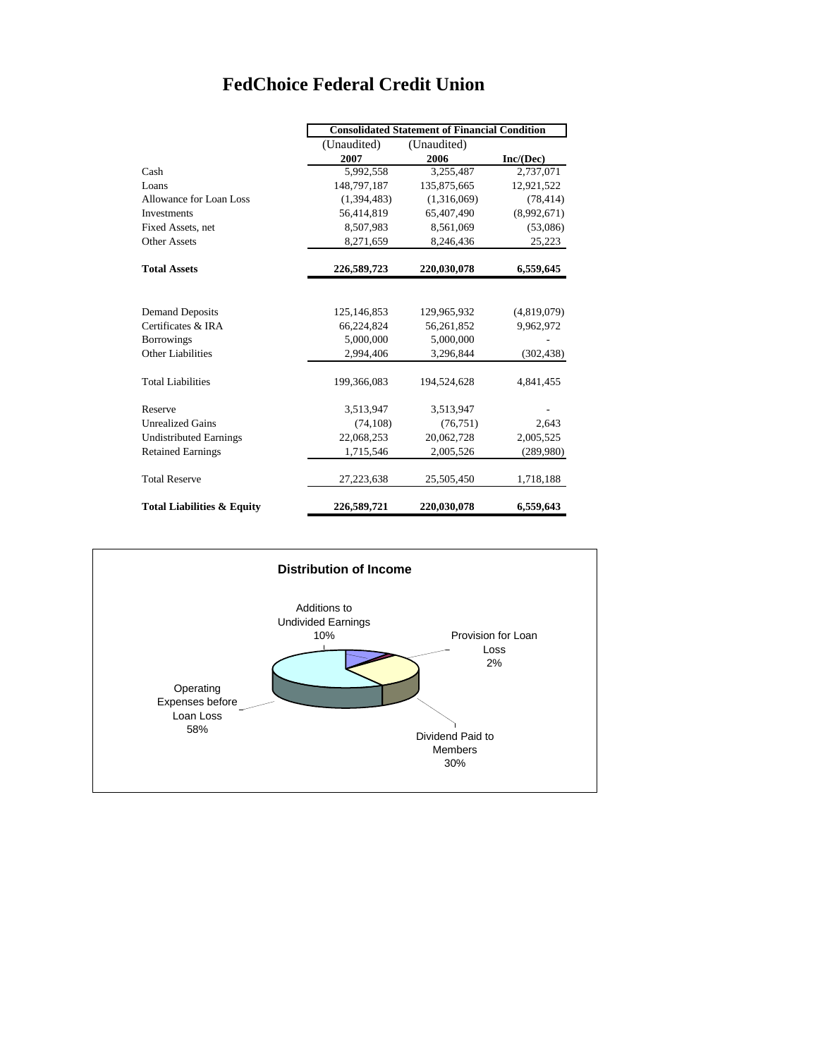# FedChoice Federal Credit Union

| | Consolidated Statement of Financial Condition | | |
|---|---|---|---|
| | (Unaudited) | (Unaudited) | |
| | **2007** | **2006** | **Inc/(Dec)** |
| Cash | 5,992,558 | 3,255,487 | 2,737,071 |
| Loans | 148,797,187 | 135,875,665 | 12,921,522 |
| Allowance for Loan Loss | (1,394,483) | (1,316,069) | (78,414) |
| Investments | 56,414,819 | 65,407,490 | (8,992,671) |
| Fixed Assets, net | 8,507,983 | 8,561,069 | (53,086) |
| Other Assets | 8,271,659 | 8,246,436 | 25,223 |
| **Total Assets** | **226,589,723** | **220,030,078** | **6,559,645** |
| | | | |
| Demand Deposits | 125,146,853 | 129,965,932 | (4,819,079) |
| Certificates & IRA | 66,224,824 | 56,261,852 | 9,962,972 |
| Borrowings | 5,000,000 | 5,000,000 | - |
| Other Liabilities | 2,994,406 | 3,296,844 | (302,438) |
| Total Liabilities | 199,366,083 | 194,524,628 | 4,841,455 |
| Reserve | 3,513,947 | 3,513,947 | - |
| Unrealized Gains | (74,108) | (76,751) | 2,643 |
| Undistributed Earnings | 22,068,253 | 20,062,728 | 2,005,525 |
| Retained Earnings | 1,715,546 | 2,005,526 | (289,980) |
| Total Reserve | 27,223,638 | 25,505,450 | 1,718,188 |
| **Total Liabilities & Equity** | **226,589,721** | **220,030,078** | **6,559,643** |

**Distribution of Income**

- Additions to Undivided Earnings 10%
- Provision for Loan Loss 2%
- Dividend Paid to Members 30%
- Operating Expenses before Loan Loss 58%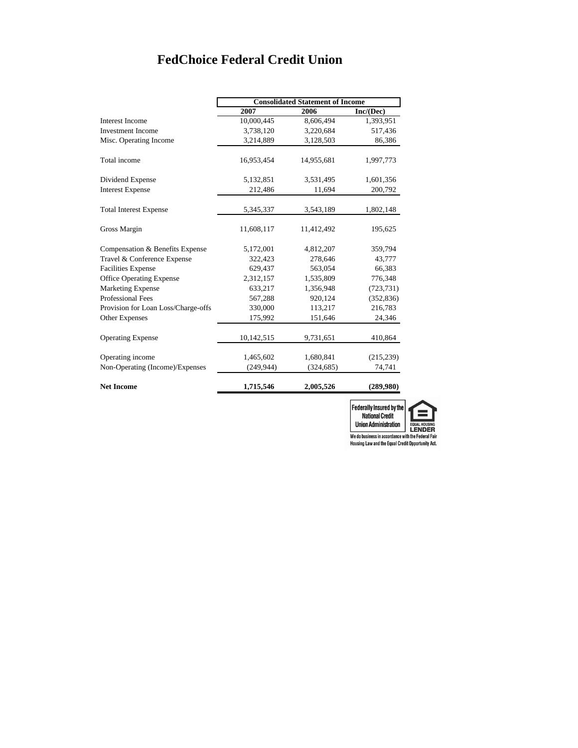# FedChoice Federal Credit Union

| | Consolidated Statement of Income | | |
|---|---|---|---|
| | 2007 | 2006 | Inc/(Dec) |
| Interest Income | 10,000,445 | 8,606,494 | 1,393,951 |
| Investment Income | 3,738,120 | 3,220,684 | 517,436 |
| Misc. Operating Income | 3,214,889 | 3,128,503 | 86,386 |
| Total income | 16,953,454 | 14,955,681 | 1,997,773 |
| Dividend Expense | 5,132,851 | 3,531,495 | 1,601,356 |
| Interest Expense | 212,486 | 11,694 | 200,792 |
| Total Interest Expense | 5,345,337 | 3,543,189 | 1,802,148 |
| Gross Margin | 11,608,117 | 11,412,492 | 195,625 |
| Compensation & Benefits Expense | 5,172,001 | 4,812,207 | 359,794 |
| Travel & Conference Expense | 322,423 | 278,646 | 43,777 |
| Facilities Expense | 629,437 | 563,054 | 66,383 |
| Office Operating Expense | 2,312,157 | 1,535,809 | 776,348 |
| Marketing Expense | 633,217 | 1,356,948 | (723,731) |
| Professional Fees | 567,288 | 920,124 | (352,836) |
| Provision for Loan Loss/Charge-offs | 330,000 | 113,217 | 216,783 |
| Other Expenses | 175,992 | 151,646 | 24,346 |
| Operating Expense | 10,142,515 | 9,731,651 | 410,864 |
| Operating income | 1,465,602 | 1,680,841 | (215,239) |
| Non-Operating (Income)/Expenses | (249,944) | (324,685) | 74,741 |
| **Net Income** | **1,715,546** | **2,005,526** | **(289,980)** |

Federally Insured by the National Credit Union Administration

EQUAL HOUSING LENDER

We do business in accordance with the Federal Fair Housing Law and the Equal Credit Opportunity Act.